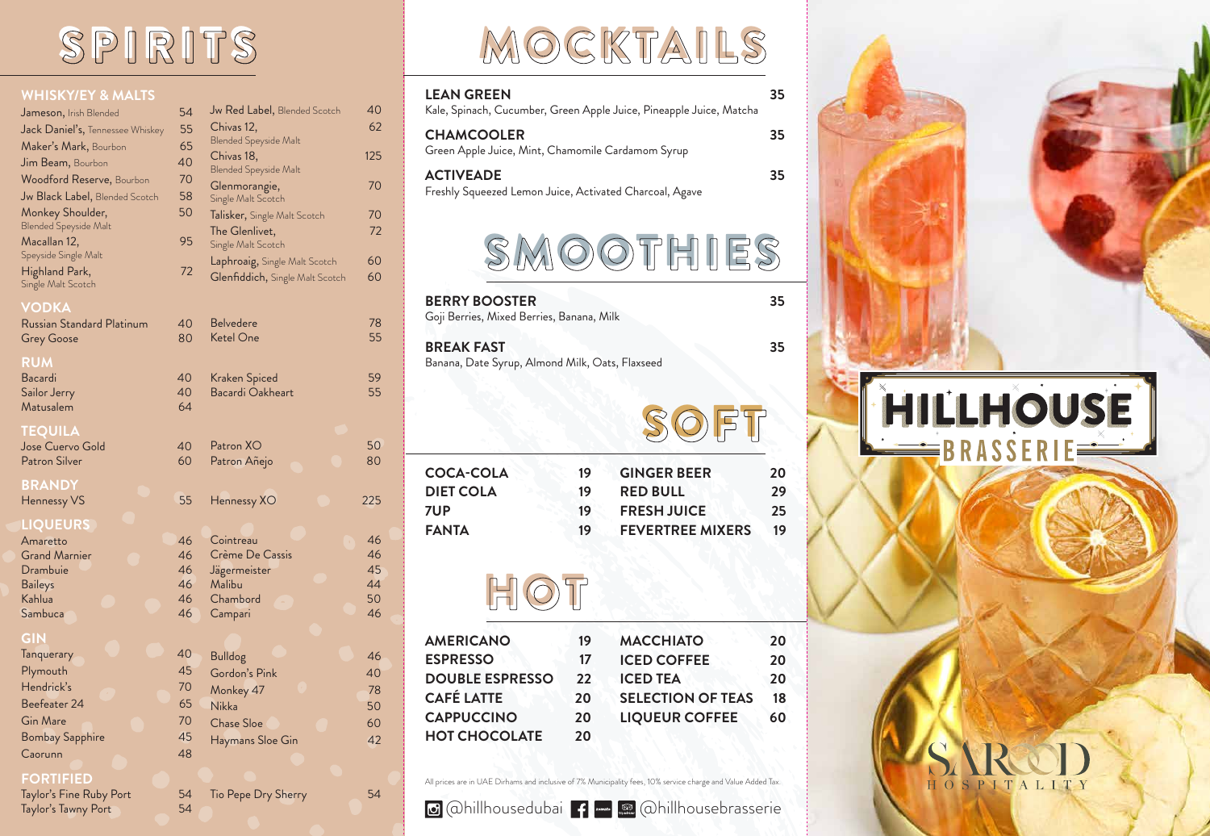# SPIRITS

## WHISKY/EY & MALTS

| Item | Price |
|---|---|
| Jameson, Irish Blended | 54 |
| Jack Daniel's, Tennessee Whiskey | 55 |
| Maker's Mark, Bourbon | 65 |
| Jim Beam, Bourbon | 40 |
| Woodford Reserve, Bourbon | 70 |
| Jw Black Label, Blended Scotch | 58 |
| Monkey Shoulder, Blended Speyside Malt | 50 |
| Macallan 12, Speyside Single Malt | 95 |
| Highland Park, Single Malt Scotch | 72 |
| Jw Red Label, Blended Scotch | 40 |
| Chivas 12, Blended Speyside Malt | 62 |
| Chivas 18, Blended Speyside Malt | 125 |
| Glenmorangie, Single Malt Scotch | 70 |
| Talisker, Single Malt Scotch | 70 |
| The Glenlivet, Single Malt Scotch | 72 |
| Laphroaig, Single Malt Scotch | 60 |
| Glenfiddich, Single Malt Scotch | 60 |

## VODKA

| Item | Price |
|---|---|
| Russian Standard Platinum | 40 |
| Grey Goose | 80 |
| Belvedere | 78 |
| Ketel One | 55 |

## RUM

| Item | Price |
|---|---|
| Bacardi | 40 |
| Sailor Jerry | 40 |
| Matusalem | 64 |
| Kraken Spiced | 59 |
| Bacardi Oakheart | 55 |

## TEQUILA

| Item | Price |
|---|---|
| Jose Cuervo Gold | 40 |
| Patron Silver | 60 |
| Patron XO | 50 |
| Patron Añejo | 80 |

## BRANDY

| Item | Price |
|---|---|
| Hennessy VS | 55 |
| Hennessy XO | 225 |

## LIQUEURS

| Item | Price |
|---|---|
| Amaretto | 46 |
| Grand Marnier | 46 |
| Drambuie | 46 |
| Baileys | 46 |
| Kahlua | 46 |
| Sambuca | 46 |
| Cointreau | 46 |
| Crème De Cassis | 46 |
| Jägermeister | 45 |
| Malibu | 44 |
| Chambord | 50 |
| Campari | 46 |

## GIN

| Item | Price |
|---|---|
| Tanquerary | 40 |
| Plymouth | 45 |
| Hendrick's | 70 |
| Beefeater 24 | 65 |
| Gin Mare | 70 |
| Bombay Sapphire | 45 |
| Caorunn | 48 |
| Bulldog | 46 |
| Gordon's Pink | 40 |
| Monkey 47 | 78 |
| Nikka | 50 |
| Chase Sloe | 60 |
| Haymans Sloe Gin | 42 |

## FORTIFIED

| Item | Price |
|---|---|
| Taylor's Fine Ruby Port | 54 |
| Taylor's Tawny Port | 54 |
| Tio Pepe Dry Sherry | 54 |

# MOCKTAILS

**LEAN GREEN** — 35
Kale, Spinach, Cucumber, Green Apple Juice, Pineapple Juice, Matcha

**CHAMCOOLER** — 35
Green Apple Juice, Mint, Chamomile Cardamom Syrup

**ACTIVEADE** — 35
Freshly Squeezed Lemon Juice, Activated Charcoal, Agave

# SMOOTHIES

**BERRY BOOSTER** — 35
Goji Berries, Mixed Berries, Banana, Milk

**BREAK FAST** — 35
Banana, Date Syrup, Almond Milk, Oats, Flaxseed

# SOFT

| Item | Price |
|---|---|
| COCA-COLA | 19 |
| DIET COLA | 19 |
| 7UP | 19 |
| FANTA | 19 |
| GINGER BEER | 20 |
| RED BULL | 29 |
| FRESH JUICE | 25 |
| FEVERTREE MIXERS | 19 |

# HOT

| Item | Price |
|---|---|
| AMERICANO | 19 |
| ESPRESSO | 17 |
| DOUBLE ESPRESSO | 22 |
| CAFÉ LATTE | 20 |
| CAPPUCCINO | 20 |
| HOT CHOCOLATE | 20 |
| MACCHIATO | 20 |
| ICED COFFEE | 20 |
| ICED TEA | 20 |
| SELECTION OF TEAS | 18 |
| LIQUEUR COFFEE | 60 |

All prices are in UAE Dirhams and inclusive of 7% Municipality fees, 10% service charge and Value Added Tax.

@hillhousedubai @hillhousebrasserie

HILLHOUSE BRASSERIE

SAROOD HOSPITALITY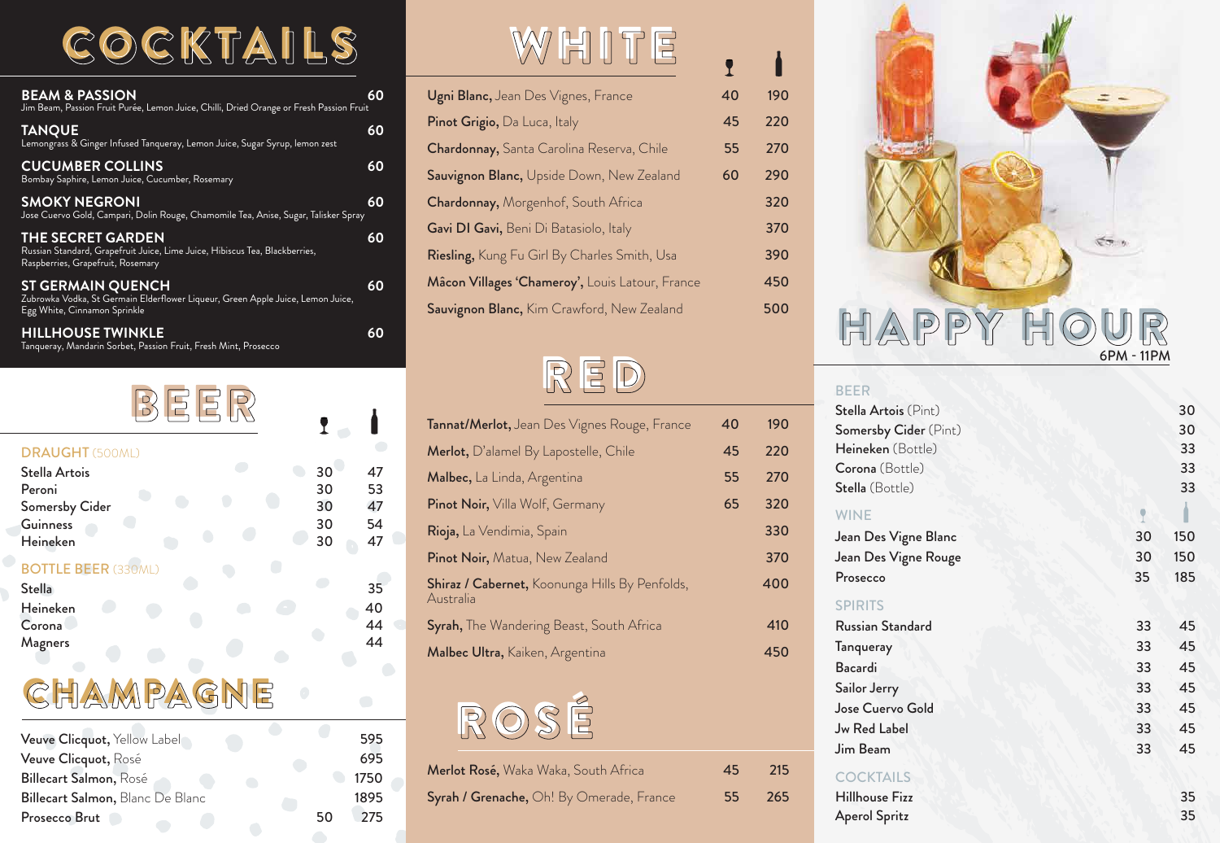# COCKTAILS

| | |
|---|---|
| **BEAM & PASSION**<br>Jim Beam, Passion Fruit Purée, Lemon Juice, Chilli, Dried Orange or Fresh Passion Fruit | 60 |
| **TANQUE**<br>Lemongrass & Ginger Infused Tanqueray, Lemon Juice, Sugar Syrup, lemon zest | 60 |
| **CUCUMBER COLLINS**<br>Bombay Saphire, Lemon Juice, Cucumber, Rosemary | 60 |
| **SMOKY NEGRONI**<br>Jose Cuervo Gold, Campari, Dolin Rouge, Chamomile Tea, Anise, Sugar, Talisker Spray | 60 |
| **THE SECRET GARDEN**<br>Russian Standard, Grapefruit Juice, Lime Juice, Hibiscus Tea, Blackberries, Raspberries, Grapefruit, Rosemary | 60 |
| **ST GERMAIN QUENCH**<br>Zubrowka Vodka, St Germain Elderflower Liqueur, Green Apple Juice, Lemon Juice, Egg White, Cinnamon Sprinkle | 60 |
| **HILLHOUSE TWINKLE**<br>Tanqueray, Mandarin Sorbet, Passion Fruit, Fresh Mint, Prosecco | 60 |

# BEER

| | Glass | Bottle |
|---|---|---|
| **DRAUGHT** (500ML) | | |
| Stella Artois | 30 | 47 |
| Peroni | 30 | 53 |
| Somersby Cider | 30 | 47 |
| Guinness | 30 | 54 |
| Heineken | 30 | 47 |
| **BOTTLE BEER** (330ML) | | |
| Stella | | 35 |
| Heineken | | 40 |
| Corona | | 44 |
| Magners | | 44 |

# CHAMPAGNE

| | Glass | Bottle |
|---|---|---|
| **Veuve Clicquot,** Yellow Label | | 595 |
| **Veuve Clicquot,** Rosé | | 695 |
| **Billecart Salmon,** Rosé | | 1750 |
| **Billecart Salmon,** Blanc De Blanc | | 1895 |
| **Prosecco Brut** | 50 | 275 |

# WHITE

| | Glass | Bottle |
|---|---|---|
| **Ugni Blanc,** Jean Des Vignes, France | 40 | 190 |
| **Pinot Grigio,** Da Luca, Italy | 45 | 220 |
| **Chardonnay,** Santa Carolina Reserva, Chile | 55 | 270 |
| **Sauvignon Blanc,** Upside Down, New Zealand | 60 | 290 |
| **Chardonnay,** Morgenhof, South Africa | | 320 |
| **Gavi DI Gavi,** Beni Di Batasiolo, Italy | | 370 |
| **Riesling,** Kung Fu Girl By Charles Smith, Usa | | 390 |
| **Mâcon Villages 'Chameroy',** Louis Latour, France | | 450 |
| **Sauvignon Blanc,** Kim Crawford, New Zealand | | 500 |

# RED

| | Glass | Bottle |
|---|---|---|
| **Tannat/Merlot,** Jean Des Vignes Rouge, France | 40 | 190 |
| **Merlot,** D'alamel By Lapostelle, Chile | 45 | 220 |
| **Malbec,** La Linda, Argentina | 55 | 270 |
| **Pinot Noir,** Villa Wolf, Germany | 65 | 320 |
| **Rioja,** La Vendimia, Spain | | 330 |
| **Pinot Noir,** Matua, New Zealand | | 370 |
| **Shiraz / Cabernet,** Koonunga Hills By Penfolds, Australia | | 400 |
| **Syrah,** The Wandering Beast, South Africa | | 410 |
| **Malbec Ultra,** Kaiken, Argentina | | 450 |

# ROSÉ

| | Glass | Bottle |
|---|---|---|
| **Merlot Rosé,** Waka Waka, South Africa | 45 | 215 |
| **Syrah / Grenache,** Oh! By Omerade, France | 55 | 265 |

# HAPPY HOUR

6PM - 11PM

| | | |
|---|---|---|
| **BEER** | | |
| Stella Artois (Pint) | | 30 |
| Somersby Cider (Pint) | | 30 |
| Heineken (Bottle) | | 33 |
| Corona (Bottle) | | 33 |
| Stella (Bottle) | | 33 |
| **WINE** | Glass | Bottle |
| Jean Des Vigne Blanc | 30 | 150 |
| Jean Des Vigne Rouge | 30 | 150 |
| Prosecco | 35 | 185 |
| **SPIRITS** | | |
| Russian Standard | 33 | 45 |
| Tanqueray | 33 | 45 |
| Bacardi | 33 | 45 |
| Sailor Jerry | 33 | 45 |
| Jose Cuervo Gold | 33 | 45 |
| Jw Red Label | 33 | 45 |
| Jim Beam | 33 | 45 |
| **COCKTAILS** | | |
| Hillhouse Fizz | | 35 |
| Aperol Spritz | | 35 |